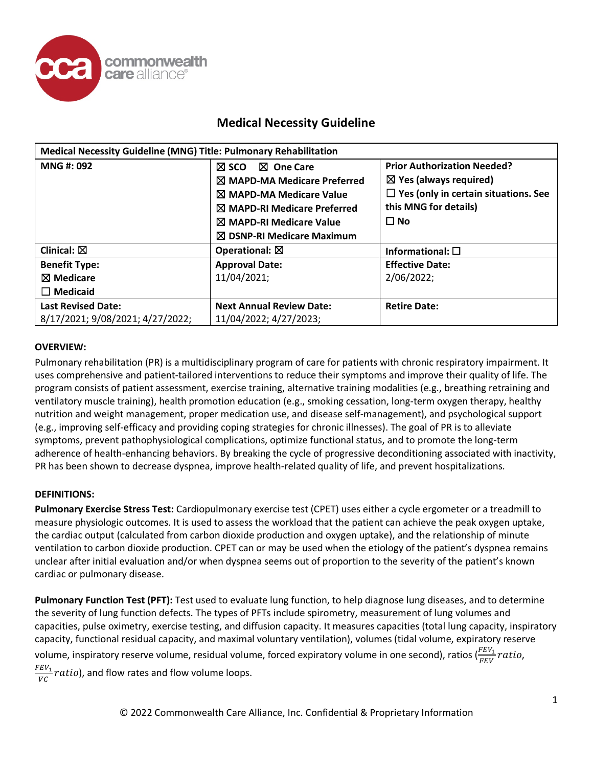# Medical Necessity Guideline

| Medical Necessity Guideline (MNG) Title: Pulmonary Rehabilitation | | |
|---|---|---|
| **MNG #: 092** | ☒ **SCO** ☒ **One Care**<br>☒ **MAPD-MA Medicare Preferred**<br>☒ **MAPD-MA Medicare Value**<br>☒ **MAPD-RI Medicare Preferred**<br>☒ **MAPD-RI Medicare Value**<br>☒ **DSNP-RI Medicare Maximum** | **Prior Authorization Needed?**<br>☒ **Yes (always required)**<br>☐ **Yes (only in certain situations. See this MNG for details)**<br>☐ **No** |
| **Clinical:** ☒ | **Operational:** ☒ | **Informational:** ☐ |
| **Benefit Type:**<br>☒ **Medicare**<br>☐ **Medicaid** | **Approval Date:**<br>11/04/2021; | **Effective Date:**<br>2/06/2022; |
| **Last Revised Date:**<br>8/17/2021; 9/08/2021; 4/27/2022; | **Next Annual Review Date:**<br>11/04/2022; 4/27/2023; | **Retire Date:** |

## OVERVIEW:

Pulmonary rehabilitation (PR) is a multidisciplinary program of care for patients with chronic respiratory impairment. It uses comprehensive and patient-tailored interventions to reduce their symptoms and improve their quality of life. The program consists of patient assessment, exercise training, alternative training modalities (e.g., breathing retraining and ventilatory muscle training), health promotion education (e.g., smoking cessation, long-term oxygen therapy, healthy nutrition and weight management, proper medication use, and disease self-management), and psychological support (e.g., improving self-efficacy and providing coping strategies for chronic illnesses). The goal of PR is to alleviate symptoms, prevent pathophysiological complications, optimize functional status, and to promote the long-term adherence of health-enhancing behaviors. By breaking the cycle of progressive deconditioning associated with inactivity, PR has been shown to decrease dyspnea, improve health-related quality of life, and prevent hospitalizations.

## DEFINITIONS:

**Pulmonary Exercise Stress Test:** Cardiopulmonary exercise test (CPET) uses either a cycle ergometer or a treadmill to measure physiologic outcomes. It is used to assess the workload that the patient can achieve the peak oxygen uptake, the cardiac output (calculated from carbon dioxide production and oxygen uptake), and the relationship of minute ventilation to carbon dioxide production. CPET can or may be used when the etiology of the patient's dyspnea remains unclear after initial evaluation and/or when dyspnea seems out of proportion to the severity of the patient's known cardiac or pulmonary disease.

**Pulmonary Function Test (PFT):** Test used to evaluate lung function, to help diagnose lung diseases, and to determine the severity of lung function defects. The types of PFTs include spirometry, measurement of lung volumes and capacities, pulse oximetry, exercise testing, and diffusion capacity. It measures capacities (total lung capacity, inspiratory capacity, functional residual capacity, and maximal voluntary ventilation), volumes (tidal volume, expiratory reserve volume, inspiratory reserve volume, residual volume, forced expiratory volume in one second), ratios ($\frac{FEV_1}{FEV} ratio$, $\frac{FEV_1}{VC} ratio$), and flow rates and flow volume loops.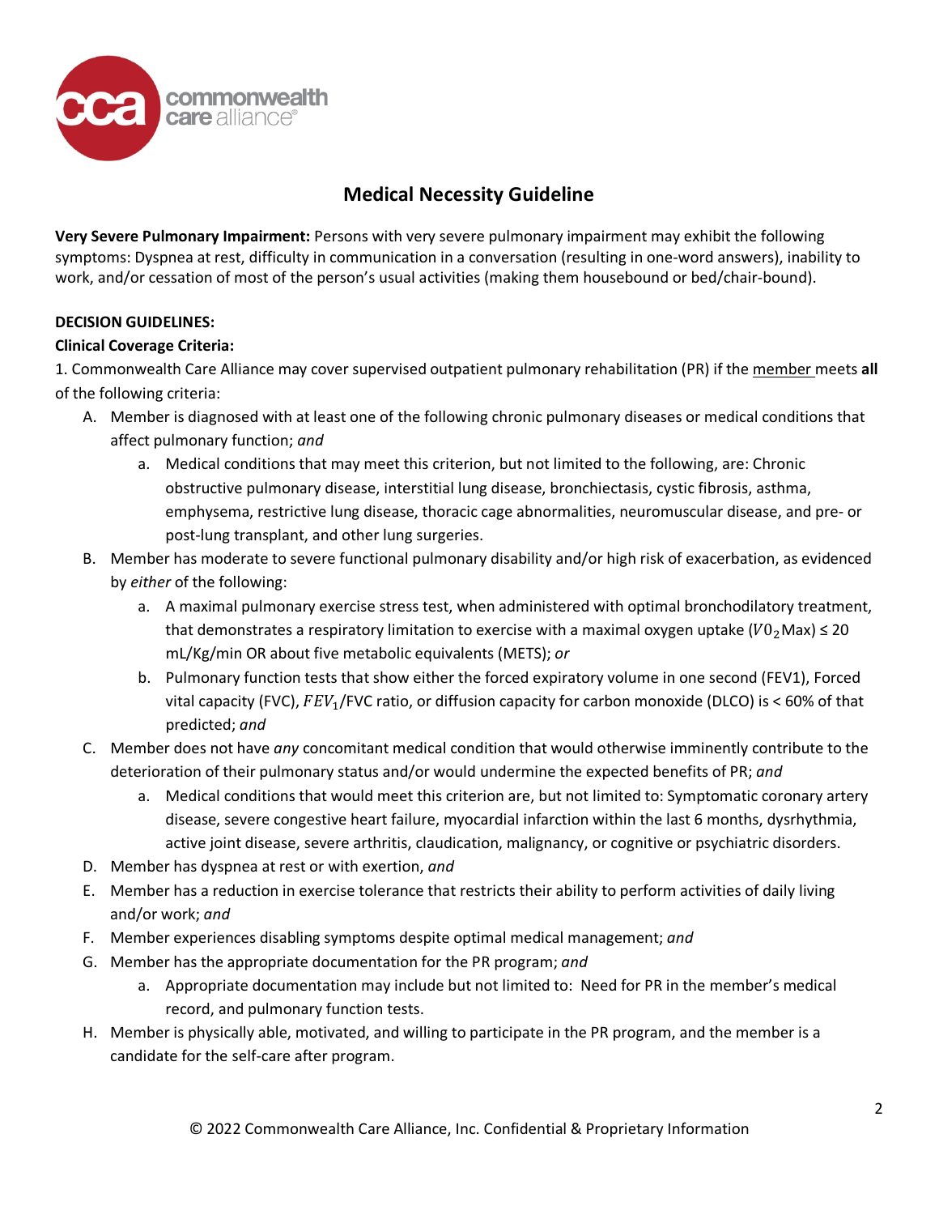# Medical Necessity Guideline

**Very Severe Pulmonary Impairment:** Persons with very severe pulmonary impairment may exhibit the following symptoms: Dyspnea at rest, difficulty in communication in a conversation (resulting in one-word answers), inability to work, and/or cessation of most of the person's usual activities (making them housebound or bed/chair-bound).

**DECISION GUIDELINES:**

**Clinical Coverage Criteria:**

1. Commonwealth Care Alliance may cover supervised outpatient pulmonary rehabilitation (PR) if the member meets **all** of the following criteria:

   A. Member is diagnosed with at least one of the following chronic pulmonary diseases or medical conditions that affect pulmonary function; *and*

      a. Medical conditions that may meet this criterion, but not limited to the following, are: Chronic obstructive pulmonary disease, interstitial lung disease, bronchiectasis, cystic fibrosis, asthma, emphysema, restrictive lung disease, thoracic cage abnormalities, neuromuscular disease, and pre- or post-lung transplant, and other lung surgeries.

   B. Member has moderate to severe functional pulmonary disability and/or high risk of exacerbation, as evidenced by *either* of the following:

      a. A maximal pulmonary exercise stress test, when administered with optimal bronchodilatory treatment, that demonstrates a respiratory limitation to exercise with a maximal oxygen uptake ($V0_2$Max) ≤ 20 mL/Kg/min OR about five metabolic equivalents (METS); *or*

      b. Pulmonary function tests that show either the forced expiratory volume in one second (FEV1), Forced vital capacity (FVC), $FEV_1$/FVC ratio, or diffusion capacity for carbon monoxide (DLCO) is < 60% of that predicted; *and*

   C. Member does not have *any* concomitant medical condition that would otherwise imminently contribute to the deterioration of their pulmonary status and/or would undermine the expected benefits of PR; *and*

      a. Medical conditions that would meet this criterion are, but not limited to: Symptomatic coronary artery disease, severe congestive heart failure, myocardial infarction within the last 6 months, dysrhythmia, active joint disease, severe arthritis, claudication, malignancy, or cognitive or psychiatric disorders.

   D. Member has dyspnea at rest or with exertion, *and*

   E. Member has a reduction in exercise tolerance that restricts their ability to perform activities of daily living and/or work; *and*

   F. Member experiences disabling symptoms despite optimal medical management; *and*

   G. Member has the appropriate documentation for the PR program; *and*

      a. Appropriate documentation may include but not limited to: Need for PR in the member's medical record, and pulmonary function tests.

   H. Member is physically able, motivated, and willing to participate in the PR program, and the member is a candidate for the self-care after program.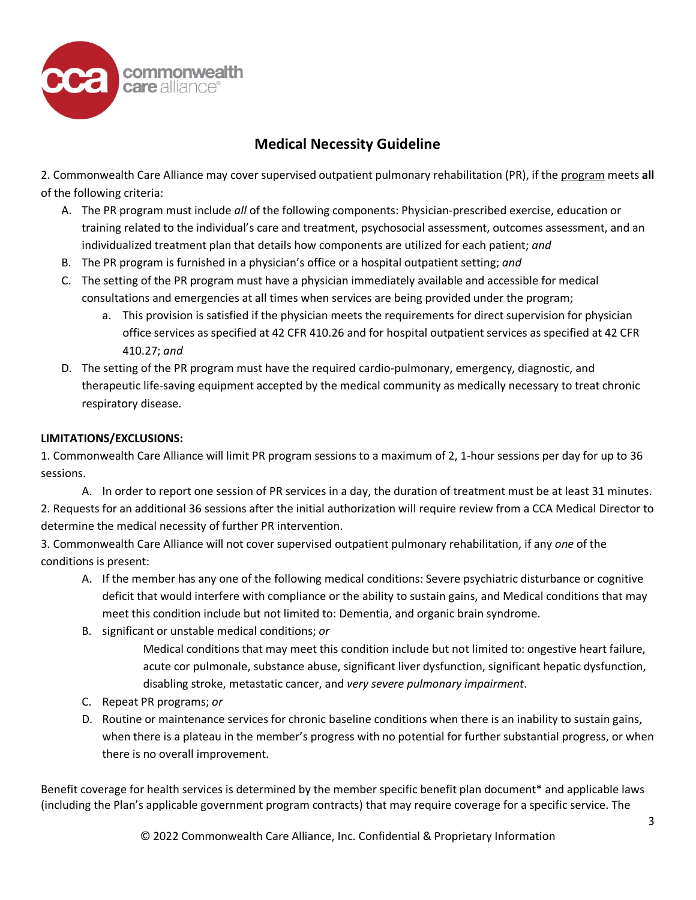## Medical Necessity Guideline

2. Commonwealth Care Alliance may cover supervised outpatient pulmonary rehabilitation (PR), if the program meets **all** of the following criteria:

   A. The PR program must include *all* of the following components: Physician-prescribed exercise, education or training related to the individual's care and treatment, psychosocial assessment, outcomes assessment, and an individualized treatment plan that details how components are utilized for each patient; *and*

   B. The PR program is furnished in a physician's office or a hospital outpatient setting; *and*

   C. The setting of the PR program must have a physician immediately available and accessible for medical consultations and emergencies at all times when services are being provided under the program;

      a. This provision is satisfied if the physician meets the requirements for direct supervision for physician office services as specified at 42 CFR 410.26 and for hospital outpatient services as specified at 42 CFR 410.27; *and*

   D. The setting of the PR program must have the required cardio-pulmonary, emergency, diagnostic, and therapeutic life-saving equipment accepted by the medical community as medically necessary to treat chronic respiratory disease.

**LIMITATIONS/EXCLUSIONS:**

1. Commonwealth Care Alliance will limit PR program sessions to a maximum of 2, 1-hour sessions per day for up to 36 sessions.

   A. In order to report one session of PR services in a day, the duration of treatment must be at least 31 minutes.

2. Requests for an additional 36 sessions after the initial authorization will require review from a CCA Medical Director to determine the medical necessity of further PR intervention.

3. Commonwealth Care Alliance will not cover supervised outpatient pulmonary rehabilitation, if any *one* of the conditions is present:

   A. If the member has any one of the following medical conditions: Severe psychiatric disturbance or cognitive deficit that would interfere with compliance or the ability to sustain gains, and Medical conditions that may meet this condition include but not limited to: Dementia, and organic brain syndrome.

   B. significant or unstable medical conditions; *or*

      Medical conditions that may meet this condition include but not limited to: ongestive heart failure, acute cor pulmonale, substance abuse, significant liver dysfunction, significant hepatic dysfunction, disabling stroke, metastatic cancer, and *very severe pulmonary impairment*.

   C. Repeat PR programs; *or*

   D. Routine or maintenance services for chronic baseline conditions when there is an inability to sustain gains, when there is a plateau in the member's progress with no potential for further substantial progress, or when there is no overall improvement.

Benefit coverage for health services is determined by the member specific benefit plan document* and applicable laws (including the Plan's applicable government program contracts) that may require coverage for a specific service. The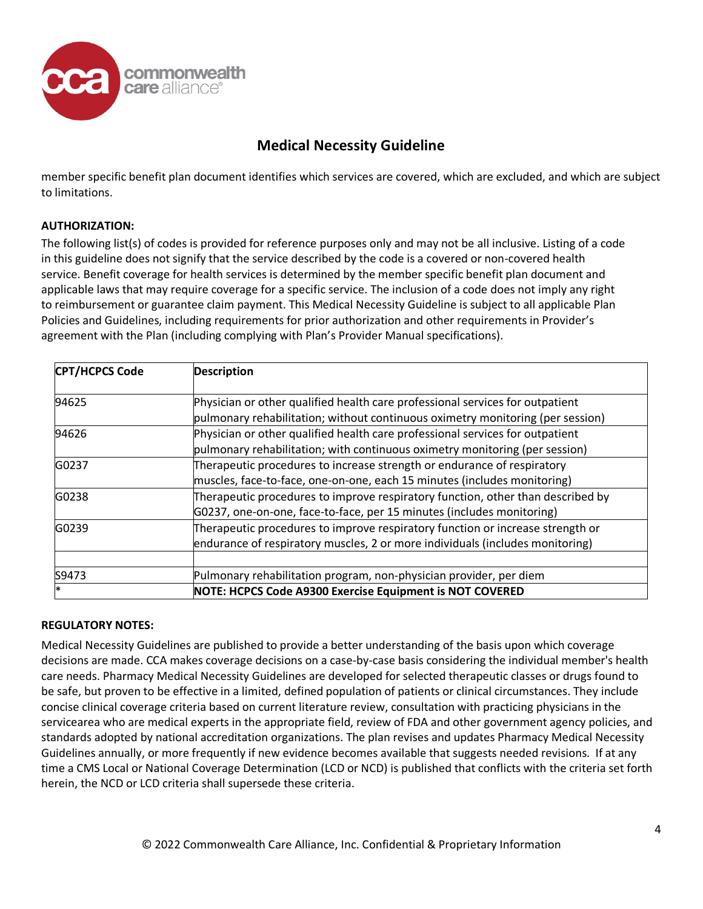member specific benefit plan document identifies which services are covered, which are excluded, and which are subject to limitations.

**AUTHORIZATION:**

The following list(s) of codes is provided for reference purposes only and may not be all inclusive. Listing of a code in this guideline does not signify that the service described by the code is a covered or non-covered health service. Benefit coverage for health services is determined by the member specific benefit plan document and applicable laws that may require coverage for a specific service. The inclusion of a code does not imply any right to reimbursement or guarantee claim payment. This Medical Necessity Guideline is subject to all applicable Plan Policies and Guidelines, including requirements for prior authorization and other requirements in Provider's agreement with the Plan (including complying with Plan's Provider Manual specifications).

| CPT/HCPCS Code | Description |
|---|---|
| 94625 | Physician or other qualified health care professional services for outpatient pulmonary rehabilitation; without continuous oximetry monitoring (per session) |
| 94626 | Physician or other qualified health care professional services for outpatient pulmonary rehabilitation; with continuous oximetry monitoring (per session) |
| G0237 | Therapeutic procedures to increase strength or endurance of respiratory muscles, face-to-face, one-on-one, each 15 minutes (includes monitoring) |
| G0238 | Therapeutic procedures to improve respiratory function, other than described by G0237, one-on-one, face-to-face, per 15 minutes (includes monitoring) |
| G0239 | Therapeutic procedures to improve respiratory function or increase strength or endurance of respiratory muscles, 2 or more individuals (includes monitoring) |
| | |
| S9473 | Pulmonary rehabilitation program, non-physician provider, per diem |
| * | **NOTE: HCPCS Code A9300 Exercise Equipment is NOT COVERED** |

**REGULATORY NOTES:**

Medical Necessity Guidelines are published to provide a better understanding of the basis upon which coverage decisions are made. CCA makes coverage decisions on a case-by-case basis considering the individual member's health care needs. Pharmacy Medical Necessity Guidelines are developed for selected therapeutic classes or drugs found to be safe, but proven to be effective in a limited, defined population of patients or clinical circumstances. They include concise clinical coverage criteria based on current literature review, consultation with practicing physicians in the servicearea who are medical experts in the appropriate field, review of FDA and other government agency policies, and standards adopted by national accreditation organizations. The plan revises and updates Pharmacy Medical Necessity Guidelines annually, or more frequently if new evidence becomes available that suggests needed revisions. If at any time a CMS Local or National Coverage Determination (LCD or NCD) is published that conflicts with the criteria set forth herein, the NCD or LCD criteria shall supersede these criteria.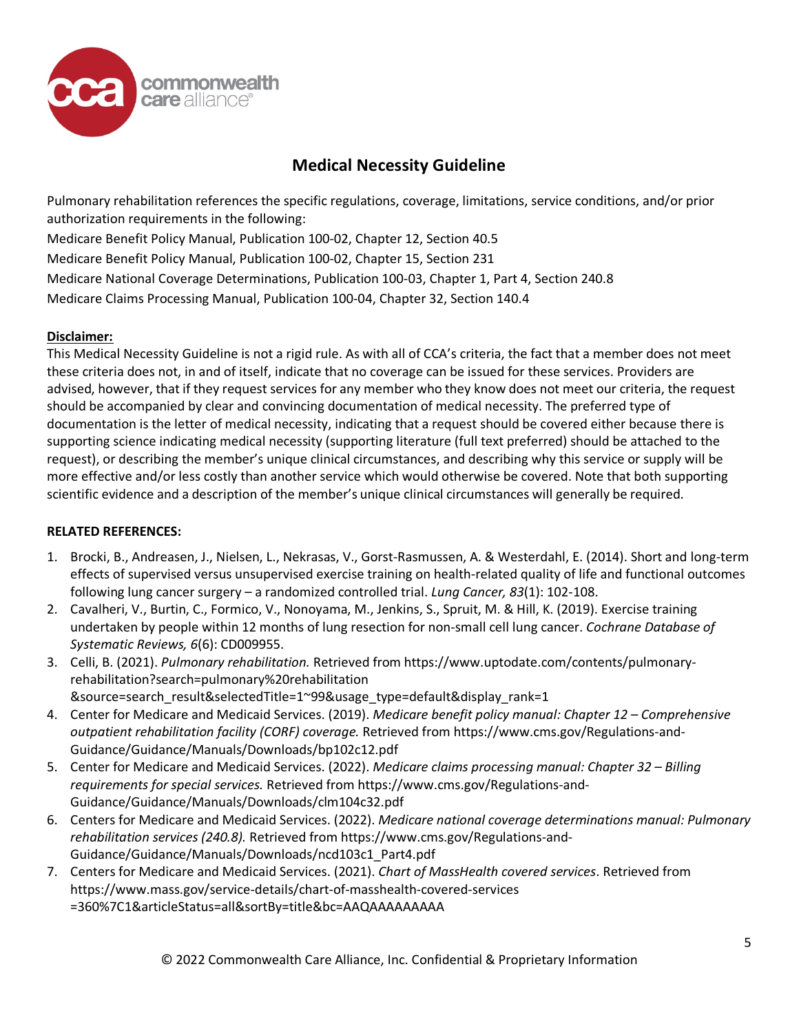## Medical Necessity Guideline

Pulmonary rehabilitation references the specific regulations, coverage, limitations, service conditions, and/or prior authorization requirements in the following:

Medicare Benefit Policy Manual, Publication 100-02, Chapter 12, Section 40.5
Medicare Benefit Policy Manual, Publication 100-02, Chapter 15, Section 231
Medicare National Coverage Determinations, Publication 100-03, Chapter 1, Part 4, Section 240.8
Medicare Claims Processing Manual, Publication 100-04, Chapter 32, Section 140.4

**Disclaimer:**

This Medical Necessity Guideline is not a rigid rule. As with all of CCA's criteria, the fact that a member does not meet these criteria does not, in and of itself, indicate that no coverage can be issued for these services. Providers are advised, however, that if they request services for any member who they know does not meet our criteria, the request should be accompanied by clear and convincing documentation of medical necessity. The preferred type of documentation is the letter of medical necessity, indicating that a request should be covered either because there is supporting science indicating medical necessity (supporting literature (full text preferred) should be attached to the request), or describing the member's unique clinical circumstances, and describing why this service or supply will be more effective and/or less costly than another service which would otherwise be covered. Note that both supporting scientific evidence and a description of the member's unique clinical circumstances will generally be required.

**RELATED REFERENCES:**

1. Brocki, B., Andreasen, J., Nielsen, L., Nekrasas, V., Gorst-Rasmussen, A. & Westerdahl, E. (2014). Short and long-term effects of supervised versus unsupervised exercise training on health-related quality of life and functional outcomes following lung cancer surgery – a randomized controlled trial. *Lung Cancer, 83*(1): 102-108.
2. Cavalheri, V., Burtin, C., Formico, V., Nonoyama, M., Jenkins, S., Spruit, M. & Hill, K. (2019). Exercise training undertaken by people within 12 months of lung resection for non-small cell lung cancer. *Cochrane Database of Systematic Reviews, 6*(6): CD009955.
3. Celli, B. (2021). *Pulmonary rehabilitation.* Retrieved from https://www.uptodate.com/contents/pulmonary-rehabilitation?search=pulmonary%20rehabilitation &source=search_result&selectedTitle=1~99&usage_type=default&display_rank=1
4. Center for Medicare and Medicaid Services. (2019). *Medicare benefit policy manual: Chapter 12 – Comprehensive outpatient rehabilitation facility (CORF) coverage.* Retrieved from https://www.cms.gov/Regulations-and-Guidance/Guidance/Manuals/Downloads/bp102c12.pdf
5. Center for Medicare and Medicaid Services. (2022). *Medicare claims processing manual: Chapter 32 – Billing requirements for special services.* Retrieved from https://www.cms.gov/Regulations-and-Guidance/Guidance/Manuals/Downloads/clm104c32.pdf
6. Centers for Medicare and Medicaid Services. (2022). *Medicare national coverage determinations manual: Pulmonary rehabilitation services (240.8).* Retrieved from https://www.cms.gov/Regulations-and-Guidance/Guidance/Manuals/Downloads/ncd103c1_Part4.pdf
7. Centers for Medicare and Medicaid Services. (2021). *Chart of MassHealth covered services*. Retrieved from https://www.mass.gov/service-details/chart-of-masshealth-covered-services =360%7C1&articleStatus=all&sortBy=title&bc=AAQAAAAAAAAA

© 2022 Commonwealth Care Alliance, Inc. Confidential & Proprietary Information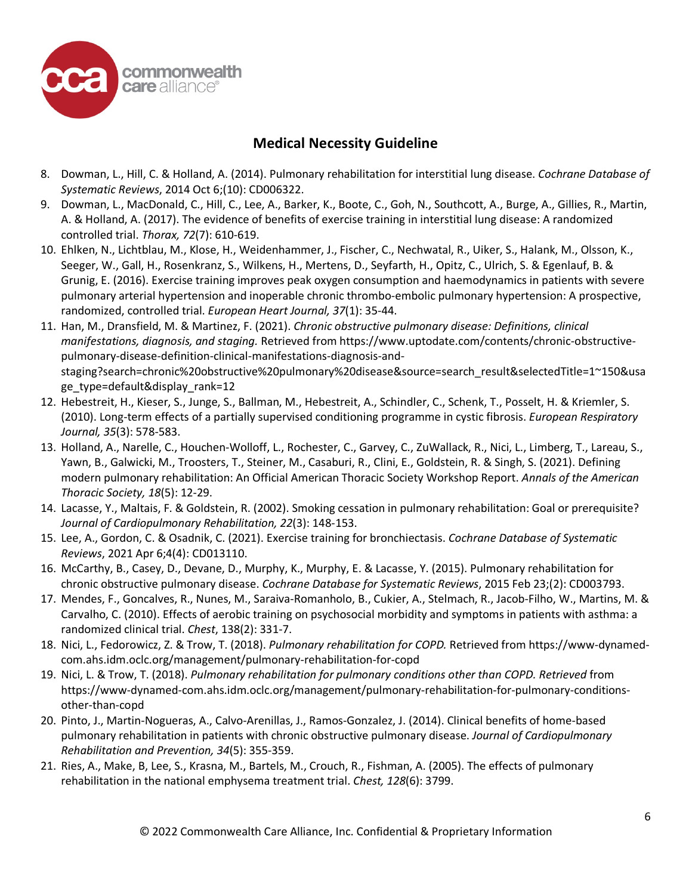8. Dowman, L., Hill, C. & Holland, A. (2014). Pulmonary rehabilitation for interstitial lung disease. *Cochrane Database of Systematic Reviews*, 2014 Oct 6;(10): CD006322.
9. Dowman, L., MacDonald, C., Hill, C., Lee, A., Barker, K., Boote, C., Goh, N., Southcott, A., Burge, A., Gillies, R., Martin, A. & Holland, A. (2017). The evidence of benefits of exercise training in interstitial lung disease: A randomized controlled trial. *Thorax, 72*(7): 610-619.
10. Ehlken, N., Lichtblau, M., Klose, H., Weidenhammer, J., Fischer, C., Nechwatal, R., Uiker, S., Halank, M., Olsson, K., Seeger, W., Gall, H., Rosenkranz, S., Wilkens, H., Mertens, D., Seyfarth, H., Opitz, C., Ulrich, S. & Egenlauf, B. & Grunig, E. (2016). Exercise training improves peak oxygen consumption and haemodynamics in patients with severe pulmonary arterial hypertension and inoperable chronic thrombo-embolic pulmonary hypertension: A prospective, randomized, controlled trial. *European Heart Journal, 37*(1): 35-44.
11. Han, M., Dransfield, M. & Martinez, F. (2021). *Chronic obstructive pulmonary disease: Definitions, clinical manifestations, diagnosis, and staging.* Retrieved from https://www.uptodate.com/contents/chronic-obstructive-pulmonary-disease-definition-clinical-manifestations-diagnosis-and-staging?search=chronic%20obstructive%20pulmonary%20disease&source=search_result&selectedTitle=1~150&usage_type=default&display_rank=12
12. Hebestreit, H., Kieser, S., Junge, S., Ballman, M., Hebestreit, A., Schindler, C., Schenk, T., Posselt, H. & Kriemler, S. (2010). Long-term effects of a partially supervised conditioning programme in cystic fibrosis. *European Respiratory Journal, 35*(3): 578-583.
13. Holland, A., Narelle, C., Houchen-Wolloff, L., Rochester, C., Garvey, C., ZuWallack, R., Nici, L., Limberg, T., Lareau, S., Yawn, B., Galwicki, M., Troosters, T., Steiner, M., Casaburi, R., Clini, E., Goldstein, R. & Singh, S. (2021). Defining modern pulmonary rehabilitation: An Official American Thoracic Society Workshop Report. *Annals of the American Thoracic Society, 18*(5): 12-29.
14. Lacasse, Y., Maltais, F. & Goldstein, R. (2002). Smoking cessation in pulmonary rehabilitation: Goal or prerequisite? *Journal of Cardiopulmonary Rehabilitation, 22*(3): 148-153.
15. Lee, A., Gordon, C. & Osadnik, C. (2021). Exercise training for bronchiectasis. *Cochrane Database of Systematic Reviews*, 2021 Apr 6;4(4): CD013110.
16. McCarthy, B., Casey, D., Devane, D., Murphy, K., Murphy, E. & Lacasse, Y. (2015). Pulmonary rehabilitation for chronic obstructive pulmonary disease. *Cochrane Database for Systematic Reviews*, 2015 Feb 23;(2): CD003793.
17. Mendes, F., Goncalves, R., Nunes, M., Saraiva-Romanholo, B., Cukier, A., Stelmach, R., Jacob-Filho, W., Martins, M. & Carvalho, C. (2010). Effects of aerobic training on psychosocial morbidity and symptoms in patients with asthma: a randomized clinical trial. *Chest*, 138(2): 331-7.
18. Nici, L., Fedorowicz, Z. & Trow, T. (2018). *Pulmonary rehabilitation for COPD.* Retrieved from https://www-dynamed-com.ahs.idm.oclc.org/management/pulmonary-rehabilitation-for-copd
19. Nici, L. & Trow, T. (2018). *Pulmonary rehabilitation for pulmonary conditions other than COPD. Retrieved* from https://www-dynamed-com.ahs.idm.oclc.org/management/pulmonary-rehabilitation-for-pulmonary-conditions-other-than-copd
20. Pinto, J., Martin-Nogueras, A., Calvo-Arenillas, J., Ramos-Gonzalez, J. (2014). Clinical benefits of home-based pulmonary rehabilitation in patients with chronic obstructive pulmonary disease. *Journal of Cardiopulmonary Rehabilitation and Prevention, 34*(5): 355-359.
21. Ries, A., Make, B, Lee, S., Krasna, M., Bartels, M., Crouch, R., Fishman, A. (2005). The effects of pulmonary rehabilitation in the national emphysema treatment trial. *Chest, 128*(6): 3799.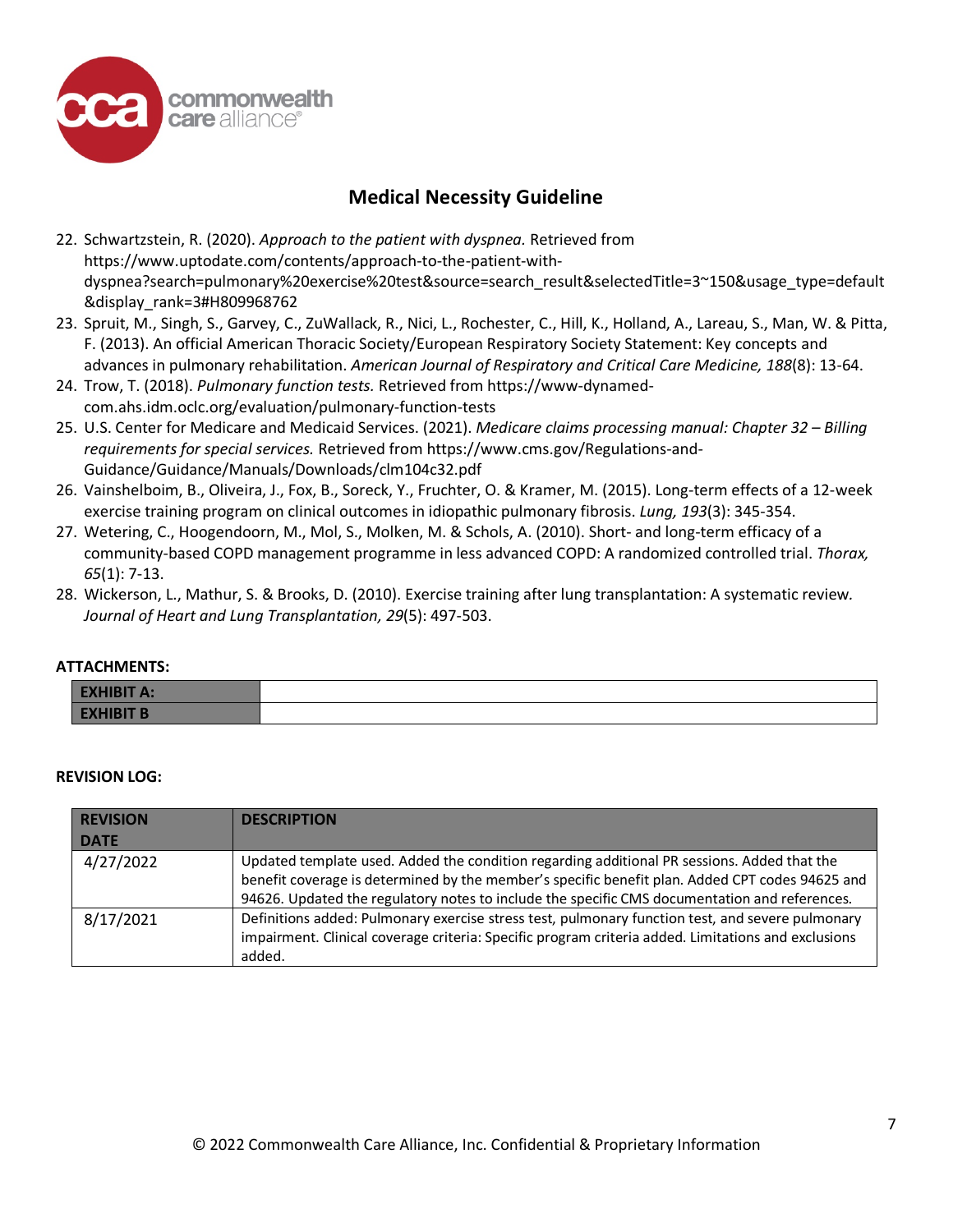## Medical Necessity Guideline

22. Schwartzstein, R. (2020). *Approach to the patient with dyspnea.* Retrieved from https://www.uptodate.com/contents/approach-to-the-patient-with-dyspnea?search=pulmonary%20exercise%20test&source=search_result&selectedTitle=3~150&usage_type=default&display_rank=3#H809968762
23. Spruit, M., Singh, S., Garvey, C., ZuWallack, R., Nici, L., Rochester, C., Hill, K., Holland, A., Lareau, S., Man, W. & Pitta, F. (2013). An official American Thoracic Society/European Respiratory Society Statement: Key concepts and advances in pulmonary rehabilitation. *American Journal of Respiratory and Critical Care Medicine, 188*(8): 13-64.
24. Trow, T. (2018). *Pulmonary function tests.* Retrieved from https://www-dynamed-com.ahs.idm.oclc.org/evaluation/pulmonary-function-tests
25. U.S. Center for Medicare and Medicaid Services. (2021). *Medicare claims processing manual: Chapter 32 – Billing requirements for special services.* Retrieved from https://www.cms.gov/Regulations-and-Guidance/Guidance/Manuals/Downloads/clm104c32.pdf
26. Vainshelboim, B., Oliveira, J., Fox, B., Soreck, Y., Fruchter, O. & Kramer, M. (2015). Long-term effects of a 12-week exercise training program on clinical outcomes in idiopathic pulmonary fibrosis. *Lung, 193*(3): 345-354.
27. Wetering, C., Hoogendoorn, M., Mol, S., Molken, M. & Schols, A. (2010). Short- and long-term efficacy of a community-based COPD management programme in less advanced COPD: A randomized controlled trial. *Thorax, 65*(1): 7-13.
28. Wickerson, L., Mathur, S. & Brooks, D. (2010). Exercise training after lung transplantation: A systematic review. *Journal of Heart and Lung Transplantation, 29*(5): 497-503.

**ATTACHMENTS:**

| | |
|---|---|
| **EXHIBIT A:** | |
| **EXHIBIT B** | |

**REVISION LOG:**

| REVISION DATE | DESCRIPTION |
|---|---|
| 4/27/2022 | Updated template used. Added the condition regarding additional PR sessions. Added that the benefit coverage is determined by the member's specific benefit plan. Added CPT codes 94625 and 94626. Updated the regulatory notes to include the specific CMS documentation and references. |
| 8/17/2021 | Definitions added: Pulmonary exercise stress test, pulmonary function test, and severe pulmonary impairment. Clinical coverage criteria: Specific program criteria added. Limitations and exclusions added. |

© 2022 Commonwealth Care Alliance, Inc. Confidential & Proprietary Information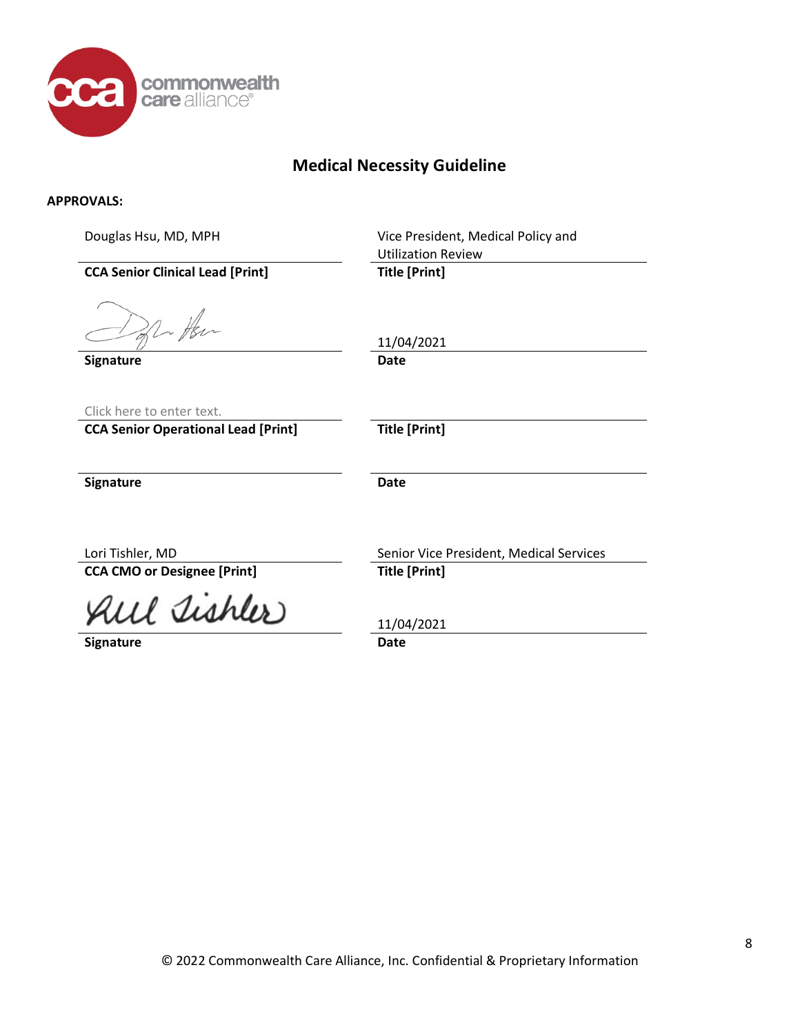commonwealth care alliance®

# Medical Necessity Guideline

**APPROVALS:**

Douglas Hsu, MD, MPH
**CCA Senior Clinical Lead [Print]**

Vice President, Medical Policy and Utilization Review
**Title [Print]**

**Signature**

11/04/2021
**Date**

Click here to enter text.
**CCA Senior Operational Lead [Print]**

**Title [Print]**

**Signature**

**Date**

Lori Tishler, MD
**CCA CMO or Designee [Print]**

Senior Vice President, Medical Services
**Title [Print]**

**Signature**

11/04/2021
**Date**

© 2022 Commonwealth Care Alliance, Inc. Confidential & Proprietary Information